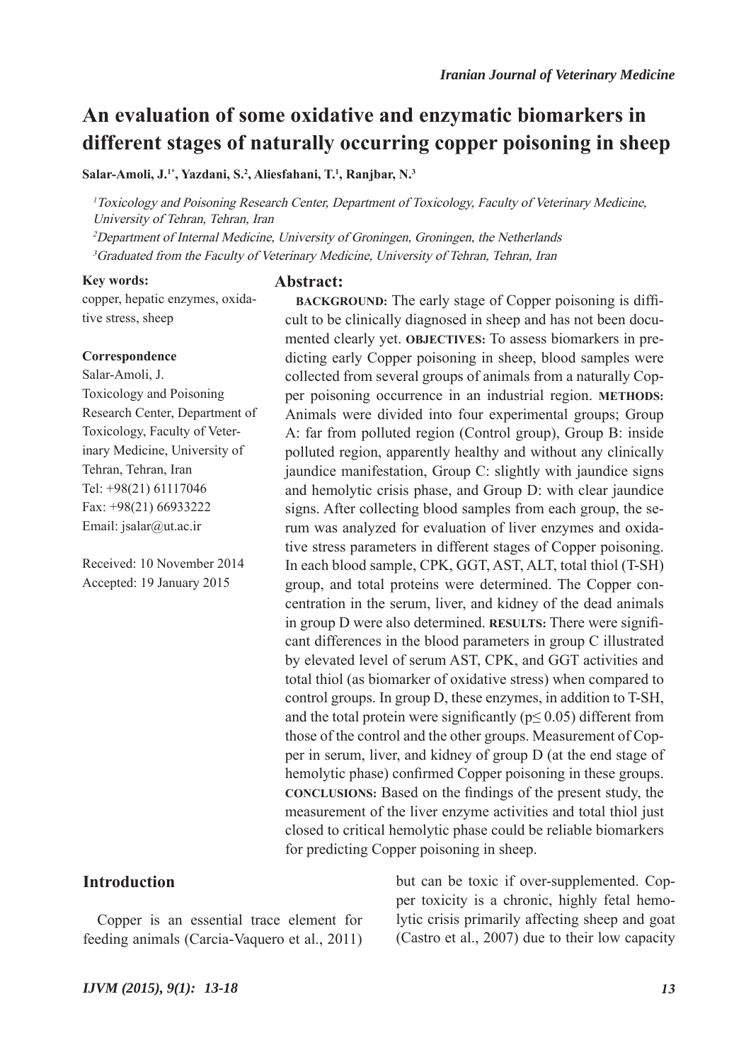# An evaluation of some oxidative and enzymatic biomarkers in different stages of naturally occurring copper poisoning in sheep

**Salar-Amoli, J.[1*], Yazdani, S.[2], Aliesfahani, T.[1], Ranjbar, N.[3]**

[1]*Toxicology and Poisoning Research Center, Department of Toxicology, Faculty of Veterinary Medicine, University of Tehran, Tehran, Iran*

[2]*Department of Internal Medicine, University of Groningen, Groningen, the Netherlands*

[3]*Graduated from the Faculty of Veterinary Medicine, University of Tehran, Tehran, Iran*

**Key words:**
copper, hepatic enzymes, oxidative stress, sheep

**Correspondence**
Salar-Amoli, J.
Toxicology and Poisoning Research Center, Department of Toxicology, Faculty of Veterinary Medicine, University of Tehran, Tehran, Iran
Tel: +98(21) 61117046
Fax: +98(21) 66933222
Email: jsalar@ut.ac.ir

Received: 10 November 2014
Accepted: 19 January 2015

## Abstract:

**BACKGROUND:** The early stage of Copper poisoning is difficult to be clinically diagnosed in sheep and has not been documented clearly yet. **OBJECTIVES:** To assess biomarkers in predicting early Copper poisoning in sheep, blood samples were collected from several groups of animals from a naturally Copper poisoning occurrence in an industrial region. **METHODS:** Animals were divided into four experimental groups; Group A: far from polluted region (Control group), Group B: inside polluted region, apparently healthy and without any clinically jaundice manifestation, Group C: slightly with jaundice signs and hemolytic crisis phase, and Group D: with clear jaundice signs. After collecting blood samples from each group, the serum was analyzed for evaluation of liver enzymes and oxidative stress parameters in different stages of Copper poisoning. In each blood sample, CPK, GGT, AST, ALT, total thiol (T-SH) group, and total proteins were determined. The Copper concentration in the serum, liver, and kidney of the dead animals in group D were also determined. **RESULTS:** There were significant differences in the blood parameters in group C illustrated by elevated level of serum AST, CPK, and GGT activities and total thiol (as biomarker of oxidative stress) when compared to control groups. In group D, these enzymes, in addition to T-SH, and the total protein were significantly ($p \leq 0.05$) different from those of the control and the other groups. Measurement of Copper in serum, liver, and kidney of group D (at the end stage of hemolytic phase) confirmed Copper poisoning in these groups. **CONCLUSIONS:** Based on the findings of the present study, the measurement of the liver enzyme activities and total thiol just closed to critical hemolytic phase could be reliable biomarkers for predicting Copper poisoning in sheep.

## Introduction

Copper is an essential trace element for feeding animals (Carcia-Vaquero et al., 2011) but can be toxic if over-supplemented. Copper toxicity is a chronic, highly fetal hemolytic crisis primarily affecting sheep and goat (Castro et al., 2007) due to their low capacity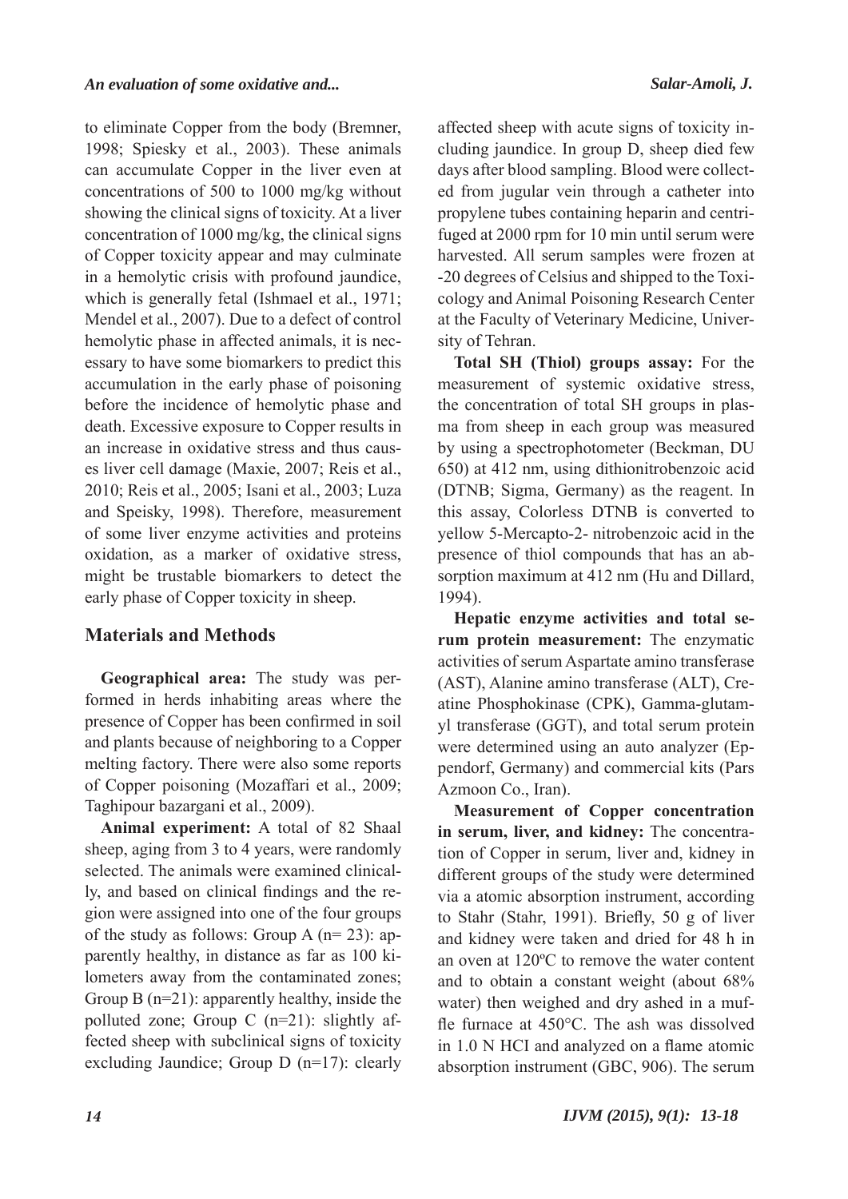to eliminate Copper from the body (Bremner, 1998; Spiesky et al., 2003). These animals can accumulate Copper in the liver even at concentrations of 500 to 1000 mg/kg without showing the clinical signs of toxicity. At a liver concentration of 1000 mg/kg, the clinical signs of Copper toxicity appear and may culminate in a hemolytic crisis with profound jaundice, which is generally fetal (Ishmael et al., 1971; Mendel et al., 2007). Due to a defect of control hemolytic phase in affected animals, it is necessary to have some biomarkers to predict this accumulation in the early phase of poisoning before the incidence of hemolytic phase and death. Excessive exposure to Copper results in an increase in oxidative stress and thus causes liver cell damage (Maxie, 2007; Reis et al., 2010; Reis et al., 2005; Isani et al., 2003; Luza and Speisky, 1998). Therefore, measurement of some liver enzyme activities and proteins oxidation, as a marker of oxidative stress, might be trustable biomarkers to detect the early phase of Copper toxicity in sheep.

## Materials and Methods

**Geographical area:** The study was performed in herds inhabiting areas where the presence of Copper has been confirmed in soil and plants because of neighboring to a Copper melting factory. There were also some reports of Copper poisoning (Mozaffari et al., 2009; Taghipour bazargani et al., 2009).

**Animal experiment:** A total of 82 Shaal sheep, aging from 3 to 4 years, were randomly selected. The animals were examined clinically, and based on clinical findings and the region were assigned into one of the four groups of the study as follows: Group A (n= 23): apparently healthy, in distance as far as 100 kilometers away from the contaminated zones; Group B (n=21): apparently healthy, inside the polluted zone; Group C (n=21): slightly affected sheep with subclinical signs of toxicity excluding Jaundice; Group D (n=17): clearly affected sheep with acute signs of toxicity including jaundice. In group D, sheep died few days after blood sampling. Blood were collected from jugular vein through a catheter into propylene tubes containing heparin and centrifuged at 2000 rpm for 10 min until serum were harvested. All serum samples were frozen at -20 degrees of Celsius and shipped to the Toxicology and Animal Poisoning Research Center at the Faculty of Veterinary Medicine, University of Tehran.

**Total SH (Thiol) groups assay:** For the measurement of systemic oxidative stress, the concentration of total SH groups in plasma from sheep in each group was measured by using a spectrophotometer (Beckman, DU 650) at 412 nm, using dithionitrobenzoic acid (DTNB; Sigma, Germany) as the reagent. In this assay, Colorless DTNB is converted to yellow 5-Mercapto-2- nitrobenzoic acid in the presence of thiol compounds that has an absorption maximum at 412 nm (Hu and Dillard, 1994).

**Hepatic enzyme activities and total serum protein measurement:** The enzymatic activities of serum Aspartate amino transferase (AST), Alanine amino transferase (ALT), Creatine Phosphokinase (CPK), Gamma-glutamyl transferase (GGT), and total serum protein were determined using an auto analyzer (Eppendorf, Germany) and commercial kits (Pars Azmoon Co., Iran).

**Measurement of Copper concentration in serum, liver, and kidney:** The concentration of Copper in serum, liver and, kidney in different groups of the study were determined via a atomic absorption instrument, according to Stahr (Stahr, 1991). Briefly, 50 g of liver and kidney were taken and dried for 48 h in an oven at 120ºC to remove the water content and to obtain a constant weight (about 68% water) then weighed and dry ashed in a muffle furnace at 450°C. The ash was dissolved in 1.0 N HCI and analyzed on a flame atomic absorption instrument (GBC, 906). The serum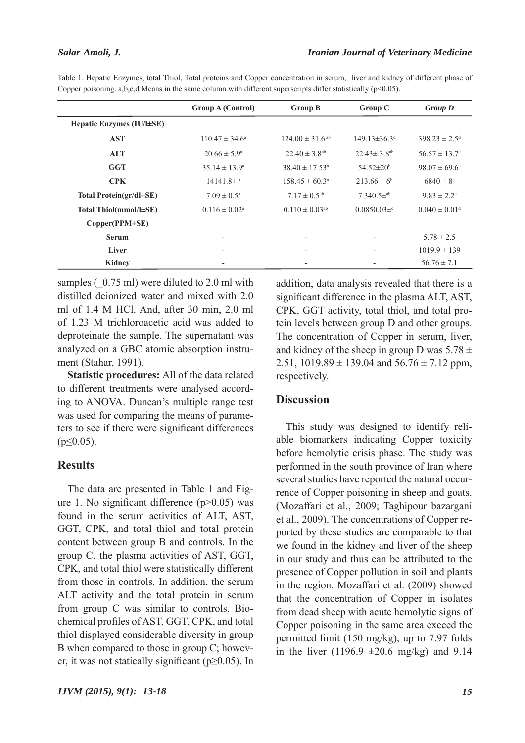Table 1. Hepatic Enzymes, total Thiol, Total proteins and Copper concentration in serum, liver and kidney of different phase of Copper poisoning. a,b,c,d Means in the same column with different superscripts differ statistically (p<0.05).

| | Group A (Control) | Group B | Group C | *Group D* |
|---|---|---|---|---|
| **Hepatic Enzymes (IU/l±SE)** | | | | |
| **AST** | 110.47 ± 34.6[a] | 124.00 ± 31.6[ab] | 149.13±36.3[c] | 398.23 ± 2.5[d] |
| **ALT** | 20.66 ± 5.9[a] | 22.40 ± 3.8[ab] | 22.43± 3.8[ab] | 56.57 ± 13.7[c] |
| **GGT** | 35.14 ± 13.9[a] | 38.40 ± 17.53[a] | 54.52±20[b] | 98.07 ± 69.6[c] |
| **CPK** | 14141.8± [a] | 158.45 ± 60.3[a] | 213.66 ± 6[b] | 6840 ± 8[c] |
| **Total Protein(gr/dl±SE)** | 7.09 ± 0.5[a] | 7.17 ± 0.5[ab] | 7.340.5±[ab] | 9.83 ± 2.2[c] |
| **Total Thiol(mmol/l±SE)** | 0.116 ± 0.02[a] | 0.110 ± 0.03[ab] | 0.0850.03±[c] | 0.040 ± 0.01[d] |
| **Copper(PPM±SE)** | | | | |
| **Serum** | - | - | - | 5.78 ± 2.5 |
| **Liver** | - | - | - | 1019.9 ± 139 |
| **Kidney** | - | - | - | 56.76 ± 7.1 |

samples (_0.75 ml) were diluted to 2.0 ml with distilled deionized water and mixed with 2.0 ml of 1.4 M HCl. And, after 30 min, 2.0 ml of 1.23 M trichloroacetic acid was added to deproteinate the sample. The supernatant was analyzed on a GBC atomic absorption instrument (Stahar, 1991).

**Statistic procedures:** All of the data related to different treatments were analysed according to ANOVA. Duncan's multiple range test was used for comparing the means of parameters to see if there were significant differences ($p \leq 0.05$).

## Results

The data are presented in Table 1 and Figure 1. No significant difference ($p>0.05$) was found in the serum activities of ALT, AST, GGT, CPK, and total thiol and total protein content between group B and controls. In the group C, the plasma activities of AST, GGT, CPK, and total thiol were statistically different from those in controls. In addition, the serum ALT activity and the total protein in serum from group C was similar to controls. Biochemical profiles of AST, GGT, CPK, and total thiol displayed considerable diversity in group B when compared to those in group C; however, it was not statically significant ($p \geq 0.05$). In addition, data analysis revealed that there is a significant difference in the plasma ALT, AST, CPK, GGT activity, total thiol, and total protein levels between group D and other groups. The concentration of Copper in serum, liver, and kidney of the sheep in group D was 5.78 ± 2.51, 1019.89 ± 139.04 and 56.76 ± 7.12 ppm, respectively.

## Discussion

This study was designed to identify reliable biomarkers indicating Copper toxicity before hemolytic crisis phase. The study was performed in the south province of Iran where several studies have reported the natural occurrence of Copper poisoning in sheep and goats. (Mozaffari et al., 2009; Taghipour bazargani et al., 2009). The concentrations of Copper reported by these studies are comparable to that we found in the kidney and liver of the sheep in our study and thus can be attributed to the presence of Copper pollution in soil and plants in the region. Mozaffari et al. (2009) showed that the concentration of Copper in isolates from dead sheep with acute hemolytic signs of Copper poisoning in the same area exceed the permitted limit (150 mg/kg), up to 7.97 folds in the liver (1196.9 ±20.6 mg/kg) and 9.14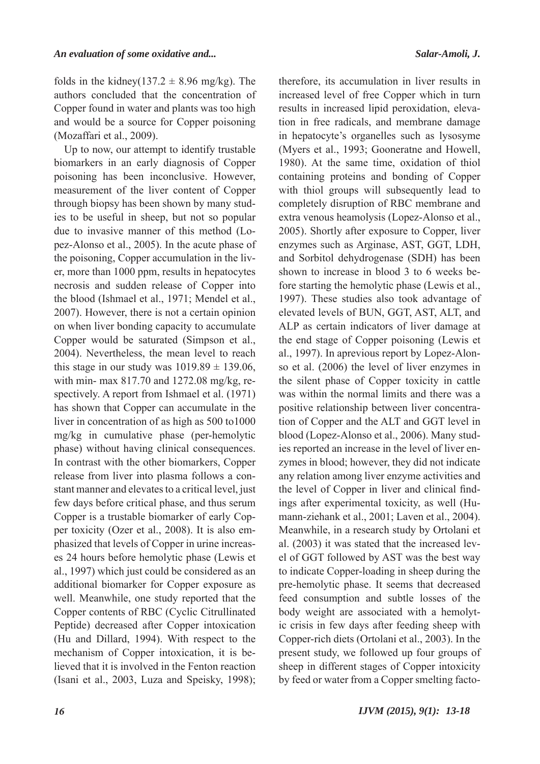folds in the kidney(137.2 ± 8.96 mg/kg). The authors concluded that the concentration of Copper found in water and plants was too high and would be a source for Copper poisoning (Mozaffari et al., 2009).

Up to now, our attempt to identify trustable biomarkers in an early diagnosis of Copper poisoning has been inconclusive. However, measurement of the liver content of Copper through biopsy has been shown by many studies to be useful in sheep, but not so popular due to invasive manner of this method (Lopez-Alonso et al., 2005). In the acute phase of the poisoning, Copper accumulation in the liver, more than 1000 ppm, results in hepatocytes necrosis and sudden release of Copper into the blood (Ishmael et al., 1971; Mendel et al., 2007). However, there is not a certain opinion on when liver bonding capacity to accumulate Copper would be saturated (Simpson et al., 2004). Nevertheless, the mean level to reach this stage in our study was 1019.89 ± 139.06, with min- max 817.70 and 1272.08 mg/kg, respectively. A report from Ishmael et al. (1971) has shown that Copper can accumulate in the liver in concentration of as high as 500 to1000 mg/kg in cumulative phase (per-hemolytic phase) without having clinical consequences. In contrast with the other biomarkers, Copper release from liver into plasma follows a constant manner and elevates to a critical level, just few days before critical phase, and thus serum Copper is a trustable biomarker of early Copper toxicity (Ozer et al., 2008). It is also emphasized that levels of Copper in urine increases 24 hours before hemolytic phase (Lewis et al., 1997) which just could be considered as an additional biomarker for Copper exposure as well. Meanwhile, one study reported that the Copper contents of RBC (Cyclic Citrullinated Peptide) decreased after Copper intoxication (Hu and Dillard, 1994). With respect to the mechanism of Copper intoxication, it is believed that it is involved in the Fenton reaction (Isani et al., 2003, Luza and Speisky, 1998); therefore, its accumulation in liver results in increased level of free Copper which in turn results in increased lipid peroxidation, elevation in free radicals, and membrane damage in hepatocyte's organelles such as lysosyme (Myers et al., 1993; Gooneratne and Howell, 1980). At the same time, oxidation of thiol containing proteins and bonding of Copper with thiol groups will subsequently lead to completely disruption of RBC membrane and extra venous heamolysis (Lopez-Alonso et al., 2005). Shortly after exposure to Copper, liver enzymes such as Arginase, AST, GGT, LDH, and Sorbitol dehydrogenase (SDH) has been shown to increase in blood 3 to 6 weeks before starting the hemolytic phase (Lewis et al., 1997). These studies also took advantage of elevated levels of BUN, GGT, AST, ALT, and ALP as certain indicators of liver damage at the end stage of Copper poisoning (Lewis et al., 1997). In aprevious report by Lopez-Alonso et al. (2006) the level of liver enzymes in the silent phase of Copper toxicity in cattle was within the normal limits and there was a positive relationship between liver concentration of Copper and the ALT and GGT level in blood (Lopez-Alonso et al., 2006). Many studies reported an increase in the level of liver enzymes in blood; however, they did not indicate any relation among liver enzyme activities and the level of Copper in liver and clinical findings after experimental toxicity, as well (Humann-ziehank et al., 2001; Laven et al., 2004). Meanwhile, in a research study by Ortolani et al. (2003) it was stated that the increased level of GGT followed by AST was the best way to indicate Copper-loading in sheep during the pre-hemolytic phase. It seems that decreased feed consumption and subtle losses of the body weight are associated with a hemolytic crisis in few days after feeding sheep with Copper-rich diets (Ortolani et al., 2003). In the present study, we followed up four groups of sheep in different stages of Copper intoxicity by feed or water from a Copper smelting facto-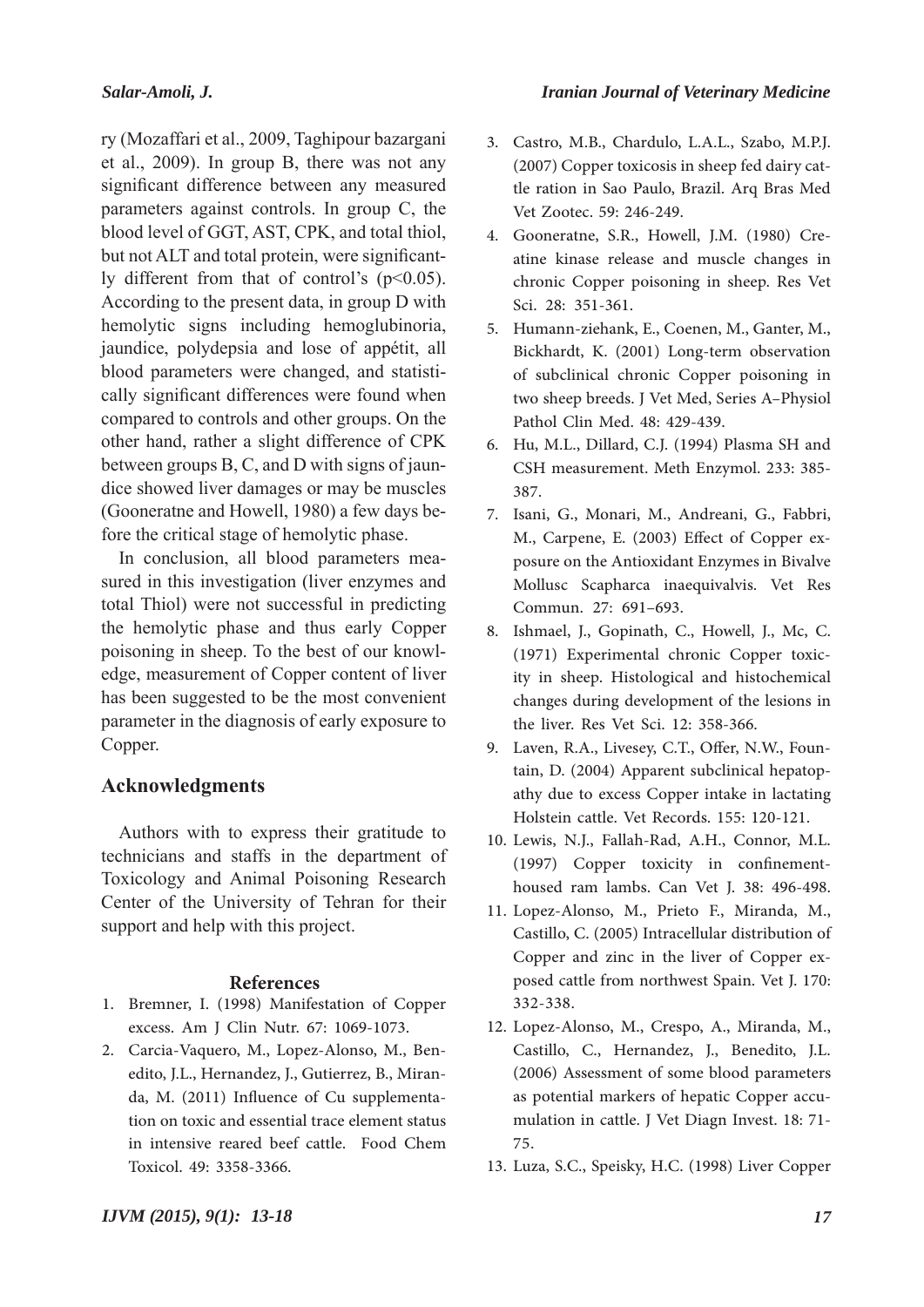ry (Mozaffari et al., 2009, Taghipour bazargani et al., 2009). In group B, there was not any significant difference between any measured parameters against controls. In group C, the blood level of GGT, AST, CPK, and total thiol, but not ALT and total protein, were significantly different from that of control's ($p<0.05$). According to the present data, in group D with hemolytic signs including hemoglubinoria, jaundice, polydepsia and lose of appétit, all blood parameters were changed, and statistically significant differences were found when compared to controls and other groups. On the other hand, rather a slight difference of CPK between groups B, C, and D with signs of jaundice showed liver damages or may be muscles (Gooneratne and Howell, 1980) a few days before the critical stage of hemolytic phase.

In conclusion, all blood parameters measured in this investigation (liver enzymes and total Thiol) were not successful in predicting the hemolytic phase and thus early Copper poisoning in sheep. To the best of our knowledge, measurement of Copper content of liver has been suggested to be the most convenient parameter in the diagnosis of early exposure to Copper.

## Acknowledgments

Authors with to express their gratitude to technicians and staffs in the department of Toxicology and Animal Poisoning Research Center of the University of Tehran for their support and help with this project.

## References

1. Bremner, I. (1998) Manifestation of Copper excess. Am J Clin Nutr. 67: 1069-1073.
2. Carcia-Vaquero, M., Lopez-Alonso, M., Benedito, J.L., Hernandez, J., Gutierrez, B., Miranda, M. (2011) Influence of Cu supplementation on toxic and essential trace element status in intensive reared beef cattle. Food Chem Toxicol. 49: 3358-3366.
3. Castro, M.B., Chardulo, L.A.L., Szabo, M.P.J. (2007) Copper toxicosis in sheep fed dairy cattle ration in Sao Paulo, Brazil. Arq Bras Med Vet Zootec. 59: 246-249.
4. Gooneratne, S.R., Howell, J.M. (1980) Creatine kinase release and muscle changes in chronic Copper poisoning in sheep. Res Vet Sci. 28: 351-361.
5. Humann-ziehank, E., Coenen, M., Ganter, M., Bickhardt, K. (2001) Long-term observation of subclinical chronic Copper poisoning in two sheep breeds. J Vet Med, Series A–Physiol Pathol Clin Med. 48: 429-439.
6. Hu, M.L., Dillard, C.J. (1994) Plasma SH and CSH measurement. Meth Enzymol. 233: 385-387.
7. Isani, G., Monari, M., Andreani, G., Fabbri, M., Carpene, E. (2003) Effect of Copper exposure on the Antioxidant Enzymes in Bivalve Mollusc Scapharca inaequivalvis. Vet Res Commun. 27: 691–693.
8. Ishmael, J., Gopinath, C., Howell, J., Mc, C. (1971) Experimental chronic Copper toxicity in sheep. Histological and histochemical changes during development of the lesions in the liver. Res Vet Sci. 12: 358-366.
9. Laven, R.A., Livesey, C.T., Offer, N.W., Fountain, D. (2004) Apparent subclinical hepatopathy due to excess Copper intake in lactating Holstein cattle. Vet Records. 155: 120-121.
10. Lewis, N.J., Fallah-Rad, A.H., Connor, M.L. (1997) Copper toxicity in confinement-housed ram lambs. Can Vet J. 38: 496-498.
11. Lopez-Alonso, M., Prieto F., Miranda, M., Castillo, C. (2005) Intracellular distribution of Copper and zinc in the liver of Copper exposed cattle from northwest Spain. Vet J. 170: 332-338.
12. Lopez-Alonso, M., Crespo, A., Miranda, M., Castillo, C., Hernandez, J., Benedito, J.L. (2006) Assessment of some blood parameters as potential markers of hepatic Copper accumulation in cattle. J Vet Diagn Invest. 18: 71-75.
13. Luza, S.C., Speisky, H.C. (1998) Liver Copper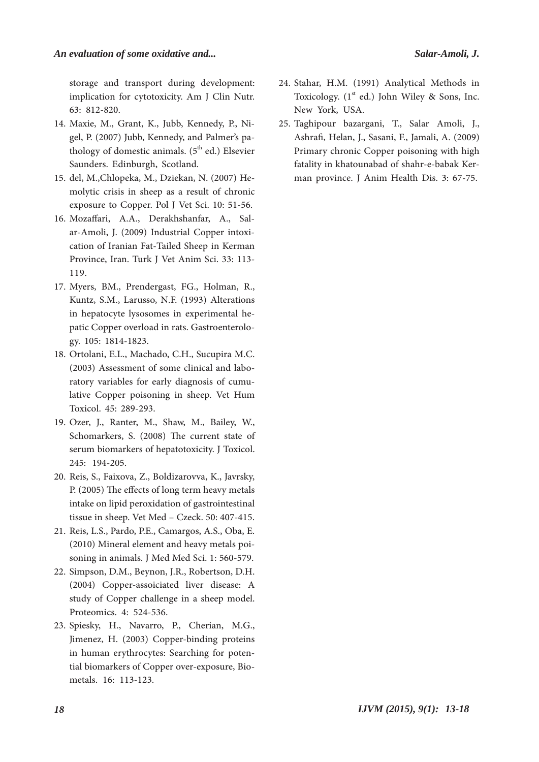storage and transport during development: implication for cytotoxicity. Am J Clin Nutr. 63: 812-820.

14. Maxie, M., Grant, K., Jubb, Kennedy, P., Nigel, P. (2007) Jubb, Kennedy, and Palmer's pathology of domestic animals. (5th ed.) Elsevier Saunders. Edinburgh, Scotland.
15. del, M.,Chlopeka, M., Dziekan, N. (2007) Hemolytic crisis in sheep as a result of chronic exposure to Copper. Pol J Vet Sci. 10: 51-56.
16. Mozaffari, A.A., Derakhshanfar, A., Salar-Amoli, J. (2009) Industrial Copper intoxication of Iranian Fat-Tailed Sheep in Kerman Province, Iran. Turk J Vet Anim Sci. 33: 113-119.
17. Myers, BM., Prendergast, FG., Holman, R., Kuntz, S.M., Larusso, N.F. (1993) Alterations in hepatocyte lysosomes in experimental hepatic Copper overload in rats. Gastroenterology. 105: 1814-1823.
18. Ortolani, E.L., Machado, C.H., Sucupira M.C. (2003) Assessment of some clinical and laboratory variables for early diagnosis of cumulative Copper poisoning in sheep. Vet Hum Toxicol. 45: 289-293.
19. Ozer, J., Ranter, M., Shaw, M., Bailey, W., Schomarkers, S. (2008) The current state of serum biomarkers of hepatotoxicity. J Toxicol. 245: 194-205.
20. Reis, S., Faixova, Z., Boldizarovva, K., Javrsky, P. (2005) The effects of long term heavy metals intake on lipid peroxidation of gastrointestinal tissue in sheep. Vet Med – Czeck. 50: 407-415.
21. Reis, L.S., Pardo, P.E., Camargos, A.S., Oba, E. (2010) Mineral element and heavy metals poisoning in animals. J Med Med Sci. 1: 560-579.
22. Simpson, D.M., Beynon, J.R., Robertson, D.H. (2004) Copper-assoiciated liver disease: A study of Copper challenge in a sheep model. Proteomics. 4: 524-536.
23. Spiesky, H., Navarro, P., Cherian, M.G., Jimenez, H. (2003) Copper-binding proteins in human erythrocytes: Searching for potential biomarkers of Copper over-exposure, Biometals. 16: 113-123.
24. Stahar, H.M. (1991) Analytical Methods in Toxicology. (1st ed.) John Wiley & Sons, Inc. New York, USA.
25. Taghipour bazargani, T., Salar Amoli, J., Ashrafi, Helan, J., Sasani, F., Jamali, A. (2009) Primary chronic Copper poisoning with high fatality in khatounabad of shahr-e-babak Kerman province. J Anim Health Dis. 3: 67-75.